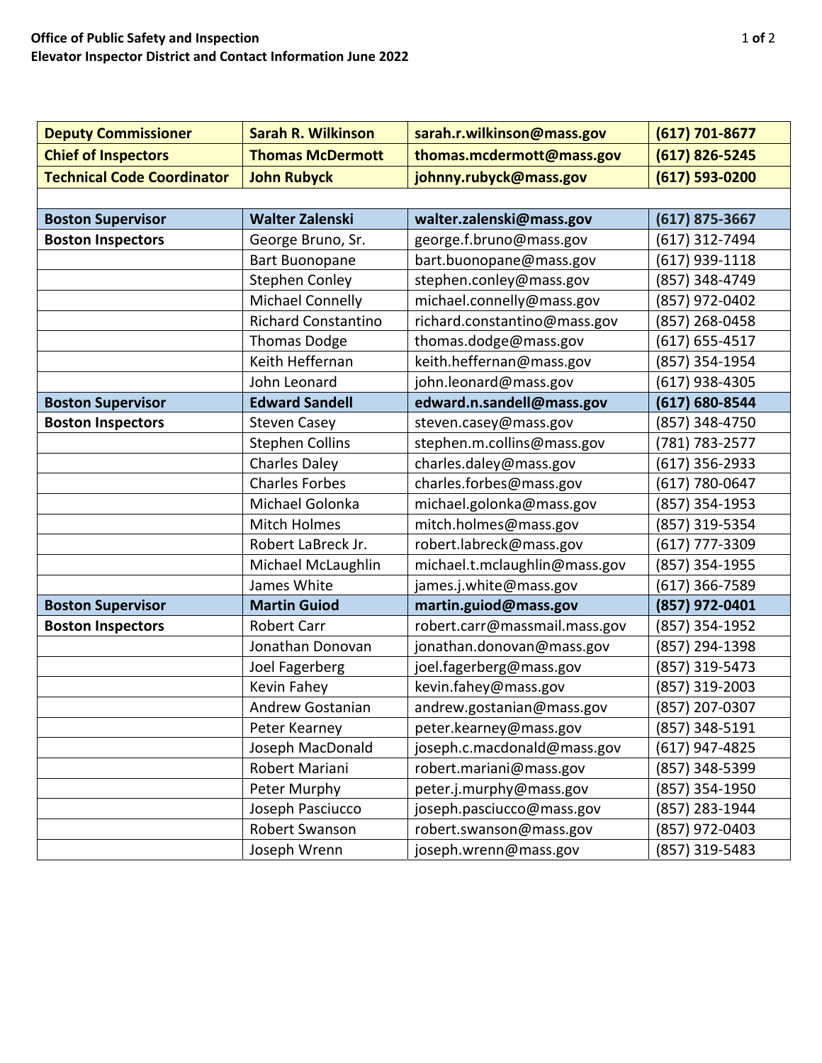**Office of Public Safety and Inspection**
**Elevator Inspector District and Contact Information June 2022**

| | | | |
|---|---|---|---|
| **Deputy Commissioner** | **Sarah R. Wilkinson** | **sarah.r.wilkinson@mass.gov** | **(617) 701-8677** |
| **Chief of Inspectors** | **Thomas McDermott** | **thomas.mcdermott@mass.gov** | **(617) 826-5245** |
| **Technical Code Coordinator** | **John Rubyck** | **johnny.rubyck@mass.gov** | **(617) 593-0200** |
| | | | |
| **Boston Supervisor** | **Walter Zalenski** | **walter.zalenski@mass.gov** | **(617) 875-3667** |
| **Boston Inspectors** | George Bruno, Sr. | george.f.bruno@mass.gov | (617) 312-7494 |
| | Bart Buonopane | bart.buonopane@mass.gov | (617) 939-1118 |
| | Stephen Conley | stephen.conley@mass.gov | (857) 348-4749 |
| | Michael Connelly | michael.connelly@mass.gov | (857) 972-0402 |
| | Richard Constantino | richard.constantino@mass.gov | (857) 268-0458 |
| | Thomas Dodge | thomas.dodge@mass.gov | (617) 655-4517 |
| | Keith Heffernan | keith.heffernan@mass.gov | (857) 354-1954 |
| | John Leonard | john.leonard@mass.gov | (617) 938-4305 |
| **Boston Supervisor** | **Edward Sandell** | **edward.n.sandell@mass.gov** | **(617) 680-8544** |
| **Boston Inspectors** | Steven Casey | steven.casey@mass.gov | (857) 348-4750 |
| | Stephen Collins | stephen.m.collins@mass.gov | (781) 783-2577 |
| | Charles Daley | charles.daley@mass.gov | (617) 356-2933 |
| | Charles Forbes | charles.forbes@mass.gov | (617) 780-0647 |
| | Michael Golonka | michael.golonka@mass.gov | (857) 354-1953 |
| | Mitch Holmes | mitch.holmes@mass.gov | (857) 319-5354 |
| | Robert LaBreck Jr. | robert.labreck@mass.gov | (617) 777-3309 |
| | Michael McLaughlin | michael.t.mclaughlin@mass.gov | (857) 354-1955 |
| | James White | james.j.white@mass.gov | (617) 366-7589 |
| **Boston Supervisor** | **Martin Guiod** | **martin.guiod@mass.gov** | **(857) 972-0401** |
| **Boston Inspectors** | Robert Carr | robert.carr@massmail.mass.gov | (857) 354-1952 |
| | Jonathan Donovan | jonathan.donovan@mass.gov | (857) 294-1398 |
| | Joel Fagerberg | joel.fagerberg@mass.gov | (857) 319-5473 |
| | Kevin Fahey | kevin.fahey@mass.gov | (857) 319-2003 |
| | Andrew Gostanian | andrew.gostanian@mass.gov | (857) 207-0307 |
| | Peter Kearney | peter.kearney@mass.gov | (857) 348-5191 |
| | Joseph MacDonald | joseph.c.macdonald@mass.gov | (617) 947-4825 |
| | Robert Mariani | robert.mariani@mass.gov | (857) 348-5399 |
| | Peter Murphy | peter.j.murphy@mass.gov | (857) 354-1950 |
| | Joseph Pasciucco | joseph.pasciucco@mass.gov | (857) 283-1944 |
| | Robert Swanson | robert.swanson@mass.gov | (857) 972-0403 |
| | Joseph Wrenn | joseph.wrenn@mass.gov | (857) 319-5483 |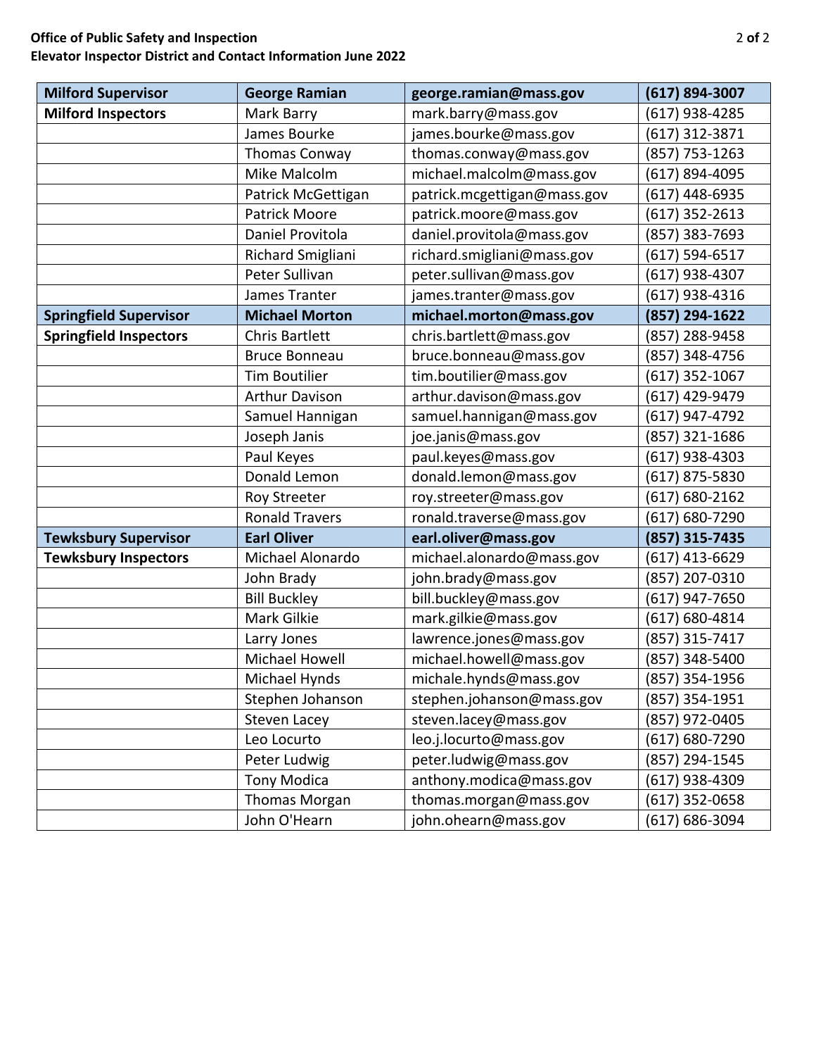**Office of Public Safety and Inspection**
**Elevator Inspector District and Contact Information June 2022**

| | | | |
|---|---|---|---|
| **Milford Supervisor** | **George Ramian** | **george.ramian@mass.gov** | **(617) 894-3007** |
| **Milford Inspectors** | Mark Barry | mark.barry@mass.gov | (617) 938-4285 |
| | James Bourke | james.bourke@mass.gov | (617) 312-3871 |
| | Thomas Conway | thomas.conway@mass.gov | (857) 753-1263 |
| | Mike Malcolm | michael.malcolm@mass.gov | (617) 894-4095 |
| | Patrick McGettigan | patrick.mcgettigan@mass.gov | (617) 448-6935 |
| | Patrick Moore | patrick.moore@mass.gov | (617) 352-2613 |
| | Daniel Provitola | daniel.provitola@mass.gov | (857) 383-7693 |
| | Richard Smigliani | richard.smigliani@mass.gov | (617) 594-6517 |
| | Peter Sullivan | peter.sullivan@mass.gov | (617) 938-4307 |
| | James Tranter | james.tranter@mass.gov | (617) 938-4316 |
| **Springfield Supervisor** | **Michael Morton** | **michael.morton@mass.gov** | **(857) 294-1622** |
| **Springfield Inspectors** | Chris Bartlett | chris.bartlett@mass.gov | (857) 288-9458 |
| | Bruce Bonneau | bruce.bonneau@mass.gov | (857) 348-4756 |
| | Tim Boutilier | tim.boutilier@mass.gov | (617) 352-1067 |
| | Arthur Davison | arthur.davison@mass.gov | (617) 429-9479 |
| | Samuel Hannigan | samuel.hannigan@mass.gov | (617) 947-4792 |
| | Joseph Janis | joe.janis@mass.gov | (857) 321-1686 |
| | Paul Keyes | paul.keyes@mass.gov | (617) 938-4303 |
| | Donald Lemon | donald.lemon@mass.gov | (617) 875-5830 |
| | Roy Streeter | roy.streeter@mass.gov | (617) 680-2162 |
| | Ronald Travers | ronald.traverse@mass.gov | (617) 680-7290 |
| **Tewksbury Supervisor** | **Earl Oliver** | **earl.oliver@mass.gov** | **(857) 315-7435** |
| **Tewksbury Inspectors** | Michael Alonardo | michael.alonardo@mass.gov | (617) 413-6629 |
| | John Brady | john.brady@mass.gov | (857) 207-0310 |
| | Bill Buckley | bill.buckley@mass.gov | (617) 947-7650 |
| | Mark Gilkie | mark.gilkie@mass.gov | (617) 680-4814 |
| | Larry Jones | lawrence.jones@mass.gov | (857) 315-7417 |
| | Michael Howell | michael.howell@mass.gov | (857) 348-5400 |
| | Michael Hynds | michale.hynds@mass.gov | (857) 354-1956 |
| | Stephen Johanson | stephen.johanson@mass.gov | (857) 354-1951 |
| | Steven Lacey | steven.lacey@mass.gov | (857) 972-0405 |
| | Leo Locurto | leo.j.locurto@mass.gov | (617) 680-7290 |
| | Peter Ludwig | peter.ludwig@mass.gov | (857) 294-1545 |
| | Tony Modica | anthony.modica@mass.gov | (617) 938-4309 |
| | Thomas Morgan | thomas.morgan@mass.gov | (617) 352-0658 |
| | John O'Hearn | john.ohearn@mass.gov | (617) 686-3094 |